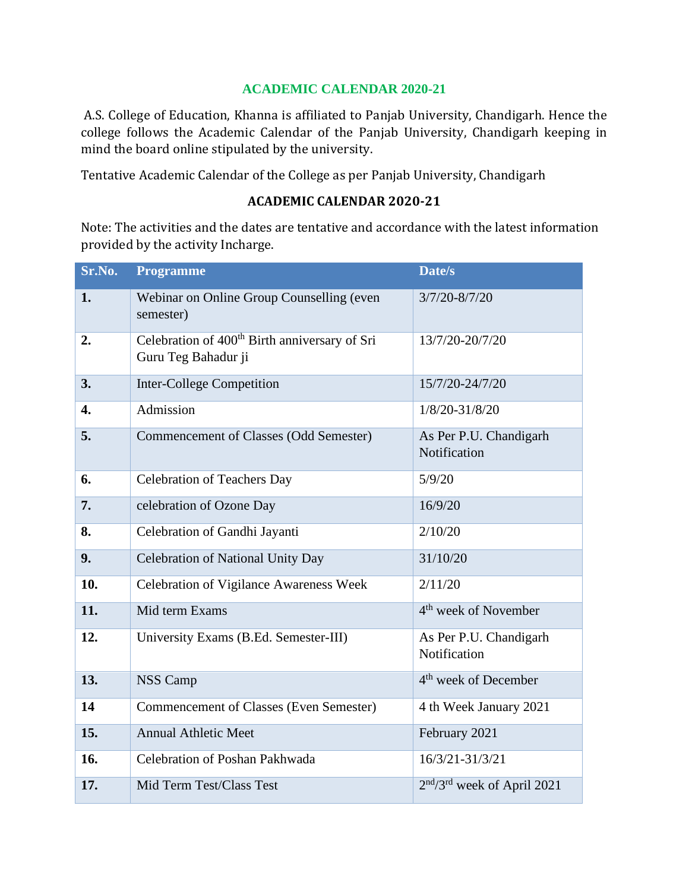# ACADEMIC CALENDAR 2020-21

A.S. College of Education, Khanna is affiliated to Panjab University, Chandigarh. Hence the college follows the Academic Calendar of the Panjab University, Chandigarh keeping in mind the board online stipulated by the university.

Tentative Academic Calendar of the College as per Panjab University, Chandigarh

## ACADEMIC CALENDAR 2020-21

Note: The activities and the dates are tentative and accordance with the latest information provided by the activity Incharge.

| Sr.No. | Programme | Date/s |
|---|---|---|
| **1.** | Webinar on Online Group Counselling (even semester) | 3/7/20-8/7/20 |
| **2.** | Celebration of 400th Birth anniversary of Sri Guru Teg Bahadur ji | 13/7/20-20/7/20 |
| **3.** | Inter-College Competition | 15/7/20-24/7/20 |
| **4.** | Admission | 1/8/20-31/8/20 |
| **5.** | Commencement of Classes (Odd Semester) | As Per P.U. Chandigarh Notification |
| **6.** | Celebration of Teachers Day | 5/9/20 |
| **7.** | celebration of Ozone Day | 16/9/20 |
| **8.** | Celebration of Gandhi Jayanti | 2/10/20 |
| **9.** | Celebration of National Unity Day | 31/10/20 |
| **10.** | Celebration of Vigilance Awareness Week | 2/11/20 |
| **11.** | Mid term Exams | 4th week of November |
| **12.** | University Exams (B.Ed. Semester-III) | As Per P.U. Chandigarh Notification |
| **13.** | NSS Camp | 4th week of December |
| **14** | Commencement of Classes (Even Semester) | 4 th Week January 2021 |
| **15.** | Annual Athletic Meet | February 2021 |
| **16.** | Celebration of Poshan Pakhwada | 16/3/21-31/3/21 |
| **17.** | Mid Term Test/Class Test | 2nd/3rd week of April 2021 |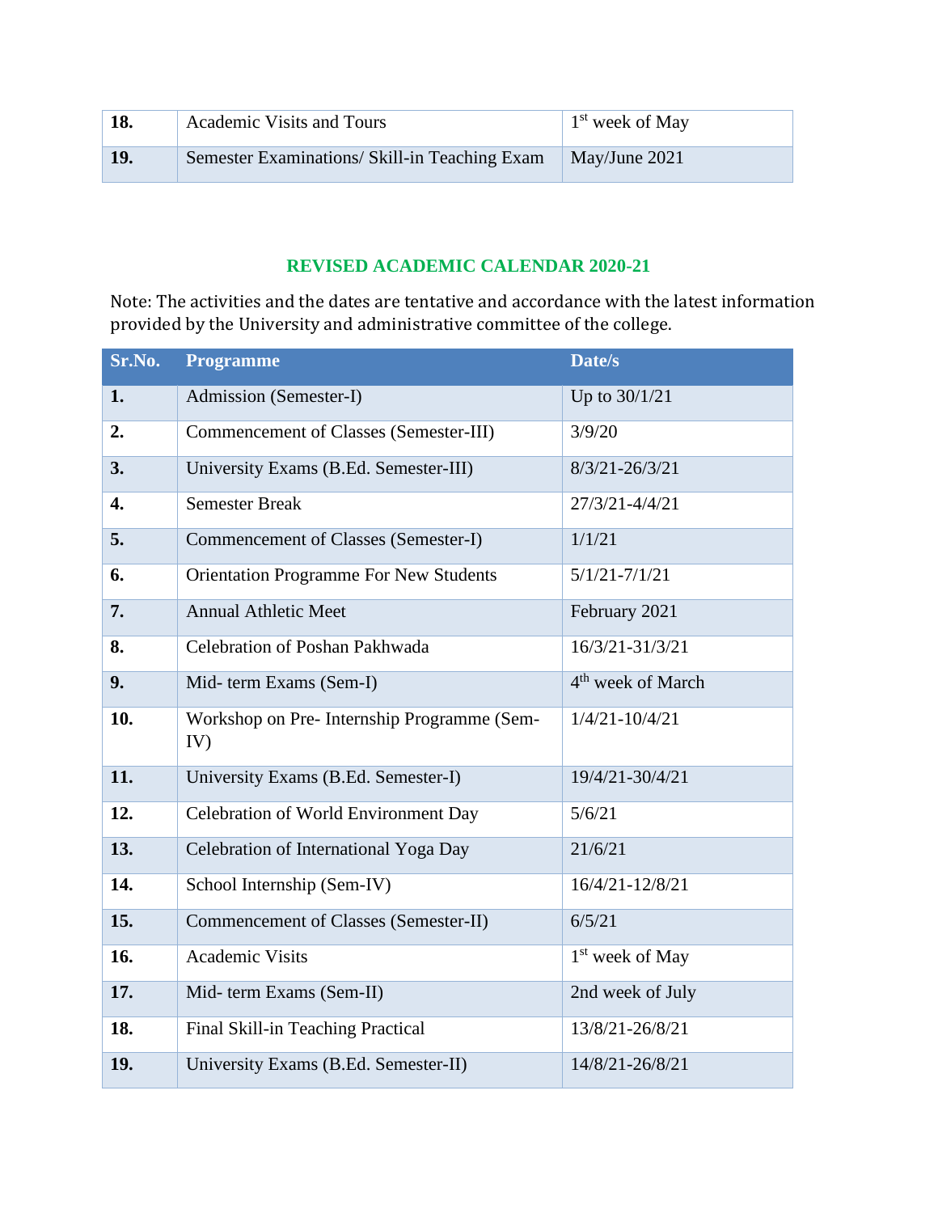| | | |
|---|---|---|
| **18.** | Academic Visits and Tours | 1st week of May |
| **19.** | Semester Examinations/ Skill-in Teaching Exam | May/June 2021 |

## REVISED ACADEMIC CALENDAR 2020-21

Note: The activities and the dates are tentative and accordance with the latest information provided by the University and administrative committee of the college.

| Sr.No. | Programme | Date/s |
|---|---|---|
| **1.** | Admission (Semester-I) | Up to 30/1/21 |
| **2.** | Commencement of Classes (Semester-III) | 3/9/20 |
| **3.** | University Exams (B.Ed. Semester-III) | 8/3/21-26/3/21 |
| **4.** | Semester Break | 27/3/21-4/4/21 |
| **5.** | Commencement of Classes (Semester-I) | 1/1/21 |
| **6.** | Orientation Programme For New Students | 5/1/21-7/1/21 |
| **7.** | Annual Athletic Meet | February 2021 |
| **8.** | Celebration of Poshan Pakhwada | 16/3/21-31/3/21 |
| **9.** | Mid- term Exams (Sem-I) | 4th week of March |
| **10.** | Workshop on Pre- Internship Programme (Sem-IV) | 1/4/21-10/4/21 |
| **11.** | University Exams (B.Ed. Semester-I) | 19/4/21-30/4/21 |
| **12.** | Celebration of World Environment Day | 5/6/21 |
| **13.** | Celebration of International Yoga Day | 21/6/21 |
| **14.** | School Internship (Sem-IV) | 16/4/21-12/8/21 |
| **15.** | Commencement of Classes (Semester-II) | 6/5/21 |
| **16.** | Academic Visits | 1st week of May |
| **17.** | Mid- term Exams (Sem-II) | 2nd week of July |
| **18.** | Final Skill-in Teaching Practical | 13/8/21-26/8/21 |
| **19.** | University Exams (B.Ed. Semester-II) | 14/8/21-26/8/21 |